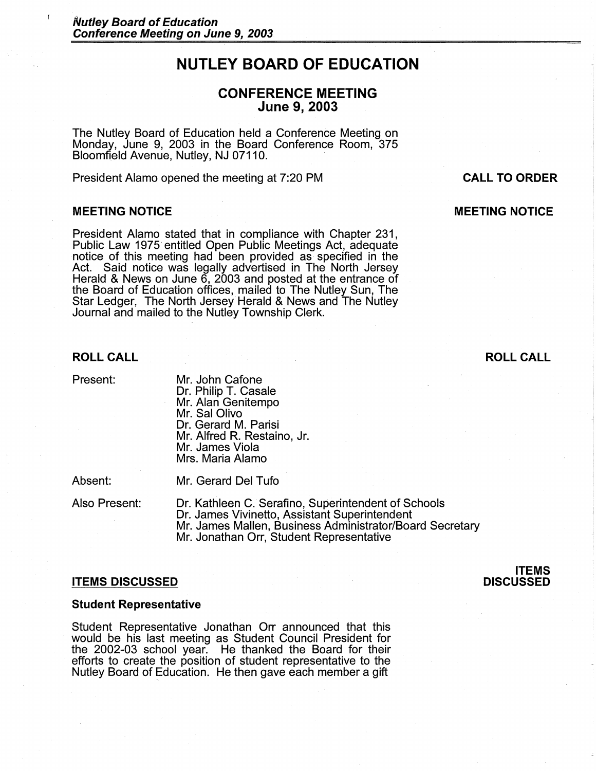# NUTLEY BOARD OF EDUCATION

## CONFERENCE MEETING
## June 9, 2003

The Nutley Board of Education held a Conference Meeting on Monday, June 9, 2003 in the Board Conference Room, 375 Bloomfield Avenue, Nutley, NJ 07110.

**CALL TO ORDER**

President Alamo opened the meeting at 7:20 PM

### MEETING NOTICE

President Alamo stated that in compliance with Chapter 231, Public Law 1975 entitled Open Public Meetings Act, adequate notice of this meeting had been provided as specified in the Act. Said notice was legally advertised in The North Jersey Herald & News on June 6, 2003 and posted at the entrance of the Board of Education offices, mailed to The Nutley Sun, The Star Ledger, The North Jersey Herald & News and The Nutley Journal and mailed to the Nutley Township Clerk.

### ROLL CALL

Present:
- Mr. John Cafone
- Dr. Philip T. Casale
- Mr. Alan Genitempo
- Mr. Sal Olivo
- Dr. Gerard M. Parisi
- Mr. Alfred R. Restaino, Jr.
- Mr. James Viola
- Mrs. Maria Alamo

Absent:
- Mr. Gerard Del Tufo

Also Present:
- Dr. Kathleen C. Serafino, Superintendent of Schools
- Dr. James Vivinetto, Assistant Superintendent
- Mr. James Mallen, Business Administrator/Board Secretary
- Mr. Jonathan Orr, Student Representative

### ITEMS DISCUSSED

**Student Representative**

Student Representative Jonathan Orr announced that this would be his last meeting as Student Council President for the 2002-03 school year. He thanked the Board for their efforts to create the position of student representative to the Nutley Board of Education. He then gave each member a gift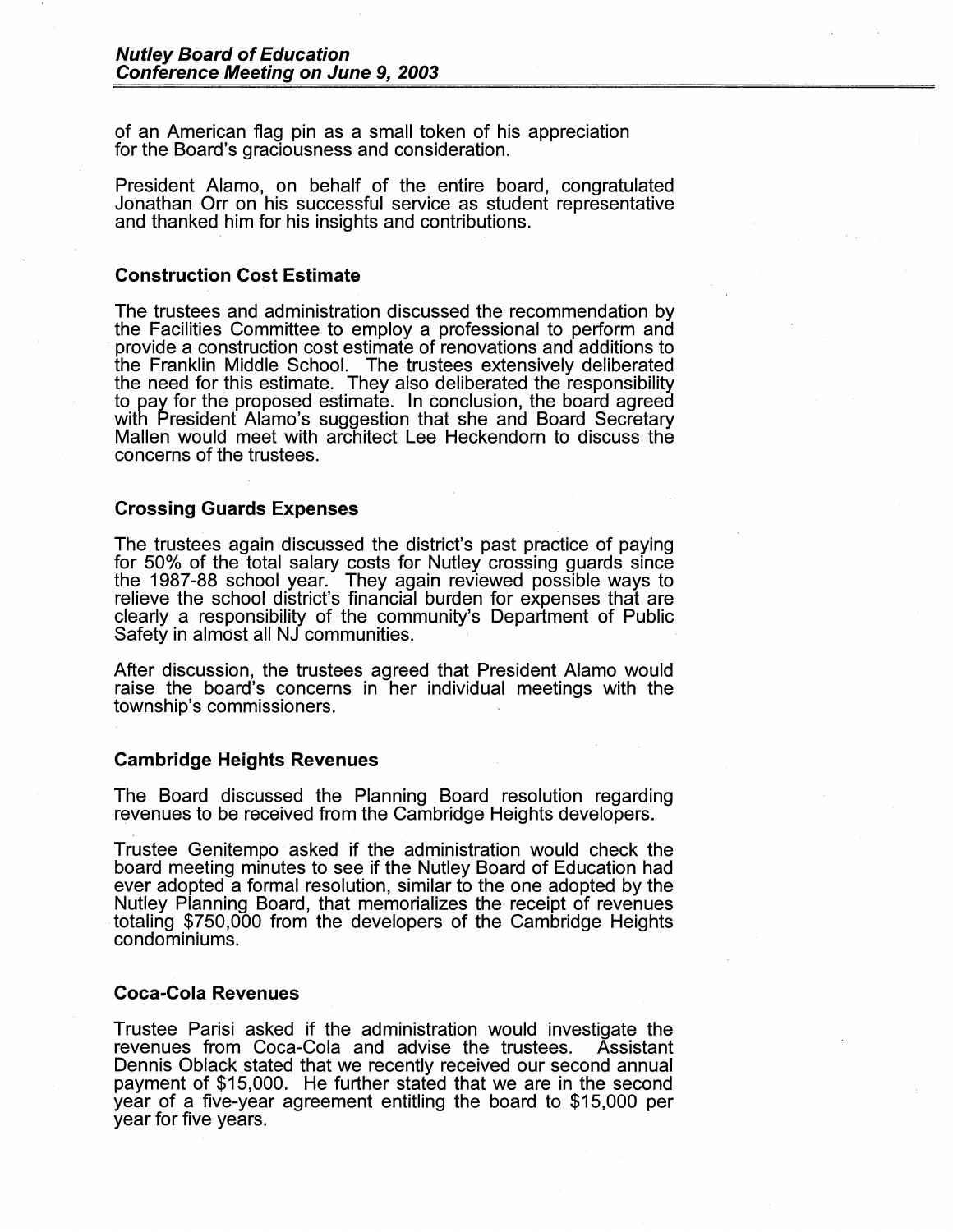of an American flag pin as a small token of his appreciation for the Board's graciousness and consideration.

President Alamo, on behalf of the entire board, congratulated Jonathan Orr on his successful service as student representative and thanked him for his insights and contributions.

### Construction Cost Estimate

The trustees and administration discussed the recommendation by the Facilities Committee to employ a professional to perform and provide a construction cost estimate of renovations and additions to the Franklin Middle School. The trustees extensively deliberated the need for this estimate. They also deliberated the responsibility to pay for the proposed estimate. In conclusion, the board agreed with President Alamo's suggestion that she and Board Secretary Mallen would meet with architect Lee Heckendorn to discuss the concerns of the trustees.

### Crossing Guards Expenses

The trustees again discussed the district's past practice of paying for 50% of the total salary costs for Nutley crossing guards since the 1987-88 school year. They again reviewed possible ways to relieve the school district's financial burden for expenses that are clearly a responsibility of the community's Department of Public Safety in almost all NJ communities.

After discussion, the trustees agreed that President Alamo would raise the board's concerns in her individual meetings with the township's commissioners.

### Cambridge Heights Revenues

The Board discussed the Planning Board resolution regarding revenues to be received from the Cambridge Heights developers.

Trustee Genitempo asked if the administration would check the board meeting minutes to see if the Nutley Board of Education had ever adopted a formal resolution, similar to the one adopted by the Nutley Planning Board, that memorializes the receipt of revenues totaling $750,000 from the developers of the Cambridge Heights condominiums.

### Coca-Cola Revenues

Trustee Parisi asked if the administration would investigate the revenues from Coca-Cola and advise the trustees. Assistant Dennis Oblack stated that we recently received our second annual payment of $15,000. He further stated that we are in the second year of a five-year agreement entitling the board to $15,000 per year for five years.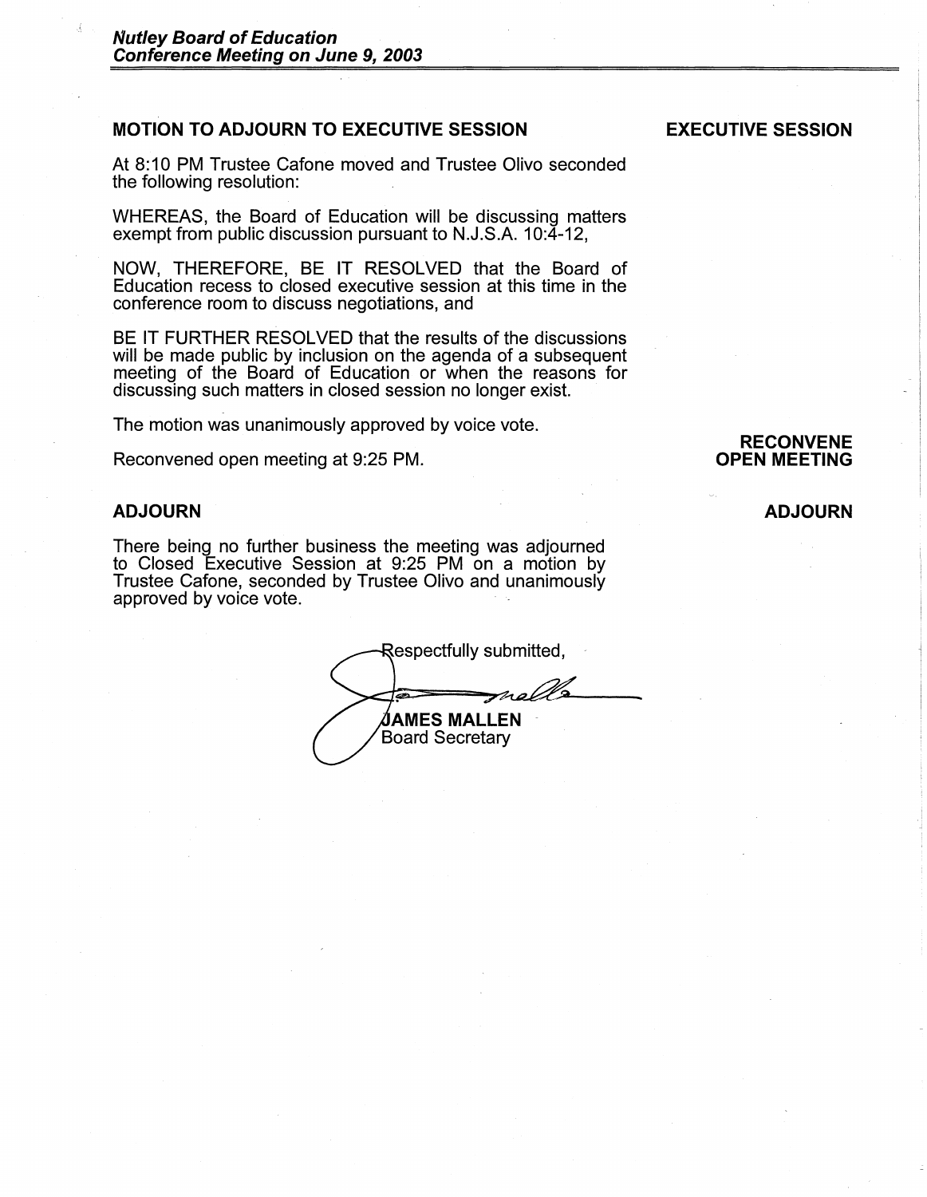## MOTION TO ADJOURN TO EXECUTIVE SESSION

**EXECUTIVE SESSION**

At 8:10 PM Trustee Cafone moved and Trustee Olivo seconded the following resolution:

WHEREAS, the Board of Education will be discussing matters exempt from public discussion pursuant to N.J.S.A. 10:4-12,

NOW, THEREFORE, BE IT RESOLVED that the Board of Education recess to closed executive session at this time in the conference room to discuss negotiations, and

BE IT FURTHER RESOLVED that the results of the discussions will be made public by inclusion on the agenda of a subsequent meeting of the Board of Education or when the reasons for discussing such matters in closed session no longer exist.

The motion was unanimously approved by voice vote.

**RECONVENE OPEN MEETING**

Reconvened open meeting at 9:25 PM.

## ADJOURN

**ADJOURN**

There being no further business the meeting was adjourned to Closed Executive Session at 9:25 PM on a motion by Trustee Cafone, seconded by Trustee Olivo and unanimously approved by voice vote.

Respectfully submitted,

**JAMES MALLEN**
Board Secretary